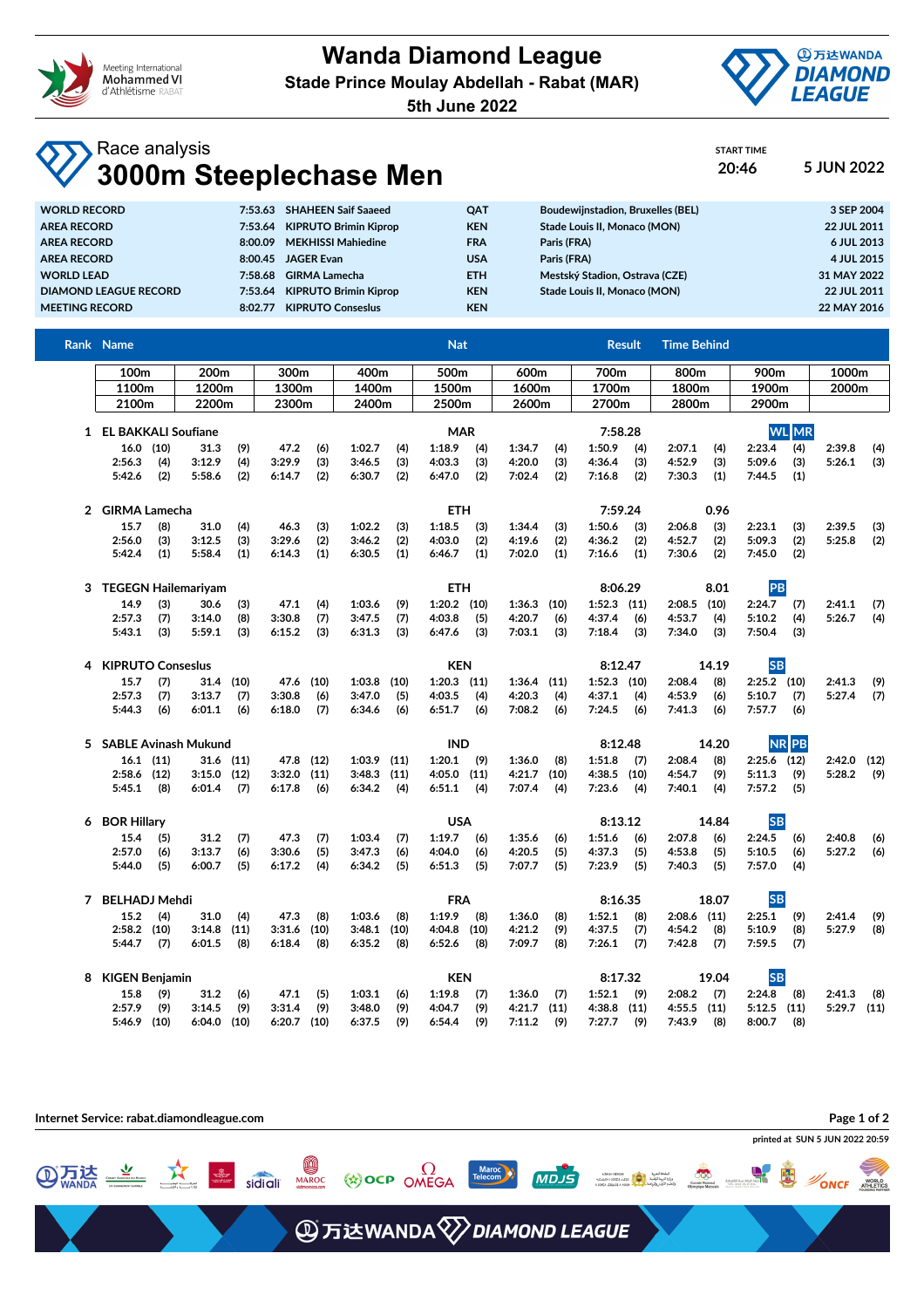# Wanda Diamond League

**Stade Prince Moulay Abdellah - Rabat (MAR)**

**5th June 2022**

## Race analysis

# 3000m Steeplechase Men

START TIME: 20:46 — 5 JUN 2022

| | | | | | | |
|---|---|---|---|---|---|---|
| WORLD RECORD | 7:53.63 | SHAHEEN Saif Saaeed | QAT | Boudewijnstadion, Bruxelles (BEL) | 3 SEP 2004 |
| AREA RECORD | 7:53.64 | KIPRUTO Brimin Kiprop | KEN | Stade Louis II, Monaco (MON) | 22 JUL 2011 |
| AREA RECORD | 8:00.09 | MEKHISSI Mahiedine | FRA | Paris (FRA) | 6 JUL 2013 |
| AREA RECORD | 8:00.45 | JAGER Evan | USA | Paris (FRA) | 4 JUL 2015 |
| WORLD LEAD | 7:58.68 | GIRMA Lamecha | ETH | Mestský Stadion, Ostrava (CZE) | 31 MAY 2022 |
| DIAMOND LEAGUE RECORD | 7:53.64 | KIPRUTO Brimin Kiprop | KEN | Stade Louis II, Monaco (MON) | 22 JUL 2011 |
| MEETING RECORD | 8:02.77 | KIPRUTO Conseslus | KEN | | 22 MAY 2016 |

| Rank | Name | Nat | Result | Time Behind | Notes |
|---|---|---|---|---|---|
| 1 | EL BAKKALI Soufiane | MAR | 7:58.28 | | WL MR |
| 2 | GIRMA Lamecha | ETH | 7:59.24 | 0.96 | |
| 3 | TEGEGN Hailemariyam | ETH | 8:06.29 | 8.01 | PB |
| 4 | KIPRUTO Conseslus | KEN | 8:12.47 | 14.19 | SB |
| 5 | SABLE Avinash Mukund | IND | 8:12.48 | 14.20 | NR PB |
| 6 | BOR Hillary | USA | 8:13.12 | 14.84 | SB |
| 7 | BELHADJ Mehdi | FRA | 8:16.35 | 18.07 | SB |
| 8 | KIGEN Benjamin | KEN | 8:17.32 | 19.04 | SB |

### Split times (position in brackets)

| Rank | Name | 100m | 200m | 300m | 400m | 500m | 600m | 700m | 800m | 900m | 1000m |
|---|---|---|---|---|---|---|---|---|---|---|---|
| 1 | EL BAKKALI Soufiane | 16.0 (10) | 31.3 (9) | 47.2 (6) | 1:02.7 (4) | 1:18.9 (4) | 1:34.7 (4) | 1:50.9 (4) | 2:07.1 (4) | 2:23.4 (4) | 2:39.8 (4) |
| 2 | GIRMA Lamecha | 15.7 (8) | 31.0 (4) | 46.3 (3) | 1:02.2 (3) | 1:18.5 (3) | 1:34.4 (3) | 1:50.6 (3) | 2:06.8 (3) | 2:23.1 (3) | 2:39.5 (3) |
| 3 | TEGEGN Hailemariyam | 14.9 (3) | 30.6 (3) | 47.1 (4) | 1:03.6 (9) | 1:20.2 (10) | 1:36.3 (10) | 1:52.3 (11) | 2:08.5 (10) | 2:24.7 (7) | 2:41.1 (7) |
| 4 | KIPRUTO Conseslus | 15.7 (7) | 31.4 (10) | 47.6 (10) | 1:03.8 (10) | 1:20.3 (11) | 1:36.4 (11) | 1:52.3 (10) | 2:08.4 (8) | 2:25.2 (10) | 2:41.3 (9) |
| 5 | SABLE Avinash Mukund | 16.1 (11) | 31.6 (11) | 47.8 (12) | 1:03.9 (11) | 1:20.1 (9) | 1:36.0 (8) | 1:51.8 (7) | 2:08.4 (8) | 2:25.6 (12) | 2:42.0 (12) |
| 6 | BOR Hillary | 15.4 (5) | 31.2 (7) | 47.3 (7) | 1:03.4 (7) | 1:19.7 (6) | 1:35.6 (6) | 1:51.6 (6) | 2:07.8 (6) | 2:24.5 (6) | 2:40.8 (6) |
| 7 | BELHADJ Mehdi | 15.2 (4) | 31.0 (4) | 47.3 (8) | 1:03.6 (8) | 1:19.9 (8) | 1:36.0 (8) | 1:52.1 (8) | 2:08.6 (11) | 2:25.1 (9) | 2:41.4 (9) |
| 8 | KIGEN Benjamin | 15.8 (9) | 31.2 (6) | 47.1 (5) | 1:03.1 (6) | 1:19.8 (7) | 1:36.0 (7) | 1:52.1 (9) | 2:08.2 (7) | 2:24.8 (8) | 2:41.3 (8) |

| Rank | Name | 1100m | 1200m | 1300m | 1400m | 1500m | 1600m | 1700m | 1800m | 1900m | 2000m |
|---|---|---|---|---|---|---|---|---|---|---|---|
| 1 | EL BAKKALI Soufiane | 2:56.3 (4) | 3:12.9 (4) | 3:29.9 (3) | 3:46.5 (3) | 4:03.3 (3) | 4:20.0 (3) | 4:36.4 (3) | 4:52.9 (3) | 5:09.6 (3) | 5:26.1 (3) |
| 2 | GIRMA Lamecha | 2:56.0 (3) | 3:12.5 (3) | 3:29.6 (2) | 3:46.2 (2) | 4:03.0 (2) | 4:19.6 (2) | 4:36.2 (2) | 4:52.7 (2) | 5:09.3 (2) | 5:25.8 (2) |
| 3 | TEGEGN Hailemariyam | 2:57.3 (7) | 3:14.0 (8) | 3:30.8 (7) | 3:47.5 (7) | 4:03.8 (5) | 4:20.7 (6) | 4:37.4 (6) | 4:53.7 (4) | 5:10.2 (4) | 5:26.7 (4) |
| 4 | KIPRUTO Conseslus | 2:57.3 (7) | 3:13.7 (7) | 3:30.8 (6) | 3:47.0 (5) | 4:03.5 (4) | 4:20.3 (4) | 4:37.1 (4) | 4:53.9 (6) | 5:10.7 (7) | 5:27.4 (7) |
| 5 | SABLE Avinash Mukund | 2:58.6 (12) | 3:15.0 (12) | 3:32.0 (11) | 3:48.3 (11) | 4:05.0 (11) | 4:21.7 (10) | 4:38.5 (10) | 4:54.7 (9) | 5:11.3 (9) | 5:28.2 (9) |
| 6 | BOR Hillary | 2:57.0 (6) | 3:13.7 (6) | 3:30.6 (5) | 3:47.3 (6) | 4:04.0 (6) | 4:20.5 (5) | 4:37.3 (5) | 4:53.8 (5) | 5:10.5 (6) | 5:27.2 (6) |
| 7 | BELHADJ Mehdi | 2:58.2 (10) | 3:14.8 (11) | 3:31.6 (10) | 3:48.1 (10) | 4:04.8 (10) | 4:21.2 (9) | 4:37.5 (7) | 4:54.2 (8) | 5:10.9 (8) | 5:27.9 (8) |
| 8 | KIGEN Benjamin | 2:57.9 (9) | 3:14.5 (9) | 3:31.4 (9) | 3:48.0 (9) | 4:04.7 (9) | 4:21.7 (11) | 4:38.8 (11) | 4:55.5 (11) | 5:12.5 (11) | 5:29.7 (11) |

| Rank | Name | 2100m | 2200m | 2300m | 2400m | 2500m | 2600m | 2700m | 2800m | 2900m |
|---|---|---|---|---|---|---|---|---|---|---|
| 1 | EL BAKKALI Soufiane | 5:42.6 (2) | 5:58.6 (2) | 6:14.7 (2) | 6:30.7 (2) | 6:47.0 (2) | 7:02.4 (2) | 7:16.8 (2) | 7:30.3 (1) | 7:44.5 (1) |
| 2 | GIRMA Lamecha | 5:42.4 (1) | 5:58.4 (1) | 6:14.3 (1) | 6:30.5 (1) | 6:46.7 (1) | 7:02.0 (1) | 7:16.6 (1) | 7:30.6 (2) | 7:45.0 (2) |
| 3 | TEGEGN Hailemariyam | 5:43.1 (3) | 5:59.1 (3) | 6:15.2 (3) | 6:31.3 (3) | 6:47.6 (3) | 7:03.1 (3) | 7:18.4 (3) | 7:34.0 (3) | 7:50.4 (3) |
| 4 | KIPRUTO Conseslus | 5:44.3 (6) | 6:01.1 (6) | 6:18.0 (7) | 6:34.6 (6) | 6:51.7 (6) | 7:08.2 (6) | 7:24.5 (6) | 7:41.3 (6) | 7:57.7 (6) |
| 5 | SABLE Avinash Mukund | 5:45.1 (8) | 6:01.4 (7) | 6:17.8 (6) | 6:34.2 (4) | 6:51.1 (4) | 7:07.4 (4) | 7:23.6 (4) | 7:40.1 (4) | 7:57.2 (5) |
| 6 | BOR Hillary | 5:44.0 (5) | 6:00.7 (5) | 6:17.2 (4) | 6:34.2 (5) | 6:51.3 (5) | 7:07.7 (5) | 7:23.9 (5) | 7:40.3 (5) | 7:57.0 (4) |
| 7 | BELHADJ Mehdi | 5:44.7 (7) | 6:01.5 (8) | 6:18.4 (8) | 6:35.2 (8) | 6:52.6 (8) | 7:09.7 (8) | 7:26.1 (7) | 7:42.8 (7) | 7:59.5 (7) |
| 8 | KIGEN Benjamin | 5:46.9 (10) | 6:04.0 (10) | 6:20.7 (10) | 6:37.5 (9) | 6:54.4 (9) | 7:11.2 (9) | 7:27.7 (9) | 7:43.9 (8) | 8:00.7 (8) |

Internet Service: rabat.diamondleague.com

printed at SUN 5 JUN 2022 20:59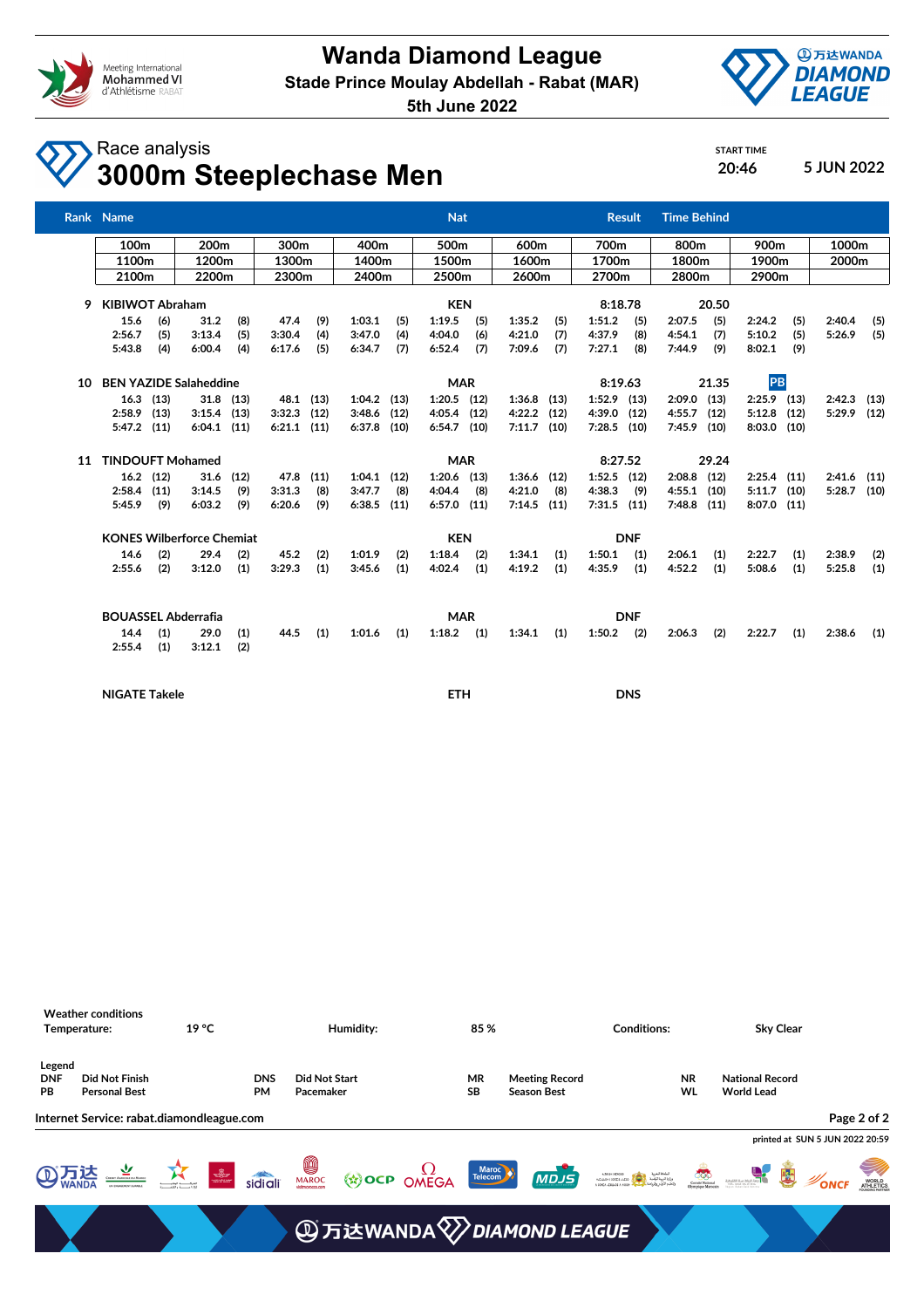# Wanda Diamond League

**Stade Prince Moulay Abdellah - Rabat (MAR)**

**5th June 2022**

## Race analysis

# 3000m Steeplechase Men

START TIME **20:46** **5 JUN 2022**

| Rank | Name | Nat | Result | Time Behind |
|---|---|---|---|---|
| 9 | KIBIWOT Abraham | KEN | 8:18.78 | 20.50 |
| 10 | BEN YAZIDE Salaheddine | MAR | 8:19.63 PB | 21.35 |
| 11 | TINDOUFT Mohamed | MAR | 8:27.52 | 29.24 |
| | KONES Wilberforce Chemiat | KEN | DNF | |
| | BOUASSEL Abderrafia | MAR | DNF | |
| | NIGATE Takele | ETH | DNS | |

### Split times

| Name | 100m | 200m | 300m | 400m | 500m | 600m | 700m | 800m | 900m | 1000m |
|---|---|---|---|---|---|---|---|---|---|---|
| | **1100m** | **1200m** | **1300m** | **1400m** | **1500m** | **1600m** | **1700m** | **1800m** | **1900m** | **2000m** |
| | **2100m** | **2200m** | **2300m** | **2400m** | **2500m** | **2600m** | **2700m** | **2800m** | **2900m** | |
| KIBIWOT Abraham | 15.6 (6) | 31.2 (8) | 47.4 (9) | 1:03.1 (5) | 1:19.5 (5) | 1:35.2 (5) | 1:51.2 (5) | 2:07.5 (5) | 2:24.2 (5) | 2:40.4 (5) |
| | 2:56.7 (5) | 3:13.4 (5) | 3:30.4 (4) | 3:47.0 (4) | 4:04.0 (6) | 4:21.0 (7) | 4:37.9 (8) | 4:54.1 (7) | 5:10.2 (5) | 5:26.9 (5) |
| | 5:43.8 (4) | 6:00.4 (4) | 6:17.6 (5) | 6:34.7 (7) | 6:52.4 (7) | 7:09.6 (7) | 7:27.1 (8) | 7:44.9 (9) | 8:02.1 (9) | |
| BEN YAZIDE Salaheddine | 16.3 (13) | 31.8 (13) | 48.1 (13) | 1:04.2 (13) | 1:20.5 (12) | 1:36.8 (13) | 1:52.9 (13) | 2:09.0 (13) | 2:25.9 (13) | 2:42.3 (13) |
| | 2:58.9 (13) | 3:15.4 (13) | 3:32.3 (12) | 3:48.6 (12) | 4:05.4 (12) | 4:22.2 (12) | 4:39.0 (12) | 4:55.7 (12) | 5:12.8 (12) | 5:29.9 (12) |
| | 5:47.2 (11) | 6:04.1 (11) | 6:21.1 (11) | 6:37.8 (10) | 6:54.7 (10) | 7:11.7 (10) | 7:28.5 (10) | 7:45.9 (10) | 8:03.0 (10) | |
| TINDOUFT Mohamed | 16.2 (12) | 31.6 (12) | 47.8 (11) | 1:04.1 (12) | 1:20.6 (13) | 1:36.6 (12) | 1:52.5 (12) | 2:08.8 (12) | 2:25.4 (11) | 2:41.6 (11) |
| | 2:58.4 (11) | 3:14.5 (9) | 3:31.3 (8) | 3:47.7 (8) | 4:04.4 (8) | 4:21.0 (8) | 4:38.3 (9) | 4:55.1 (10) | 5:11.7 (10) | 5:28.7 (10) |
| | 5:45.9 (9) | 6:03.2 (9) | 6:20.6 (9) | 6:38.5 (11) | 6:57.0 (11) | 7:14.5 (11) | 7:31.5 (11) | 7:48.8 (11) | 8:07.0 (11) | |
| KONES Wilberforce Chemiat | 14.6 (2) | 29.4 (2) | 45.2 (2) | 1:01.9 (2) | 1:18.4 (2) | 1:34.1 (1) | 1:50.1 (1) | 2:06.1 (1) | 2:22.7 (1) | 2:38.9 (2) |
| | 2:55.6 (2) | 3:12.0 (1) | 3:29.3 (1) | 3:45.6 (1) | 4:02.4 (1) | 4:19.2 (1) | 4:35.9 (1) | 4:52.2 (1) | 5:08.6 (1) | 5:25.8 (1) |
| BOUASSEL Abderrafia | 14.4 (1) | 29.0 (1) | 44.5 (1) | 1:01.6 (1) | 1:18.2 (1) | 1:34.1 (1) | 1:50.2 (2) | 2:06.3 (2) | 2:22.7 (1) | 2:38.6 (1) |
| | 2:55.4 (1) | 3:12.1 (2) | | | | | | | | |

**Weather conditions**

| Temperature: | 19 °C | Humidity: | 85 % | Conditions: | Sky Clear |
|---|---|---|---|---|---|

**Legend**

| | | | | | | | |
|---|---|---|---|---|---|---|---|
| DNF | Did Not Finish | DNS | Did Not Start | MR | Meeting Record | NR | National Record |
| PB | Personal Best | PM | Pacemaker | SB | Season Best | WL | World Lead |

Internet Service: rabat.diamondleague.com

printed at SUN 5 JUN 2022 20:59